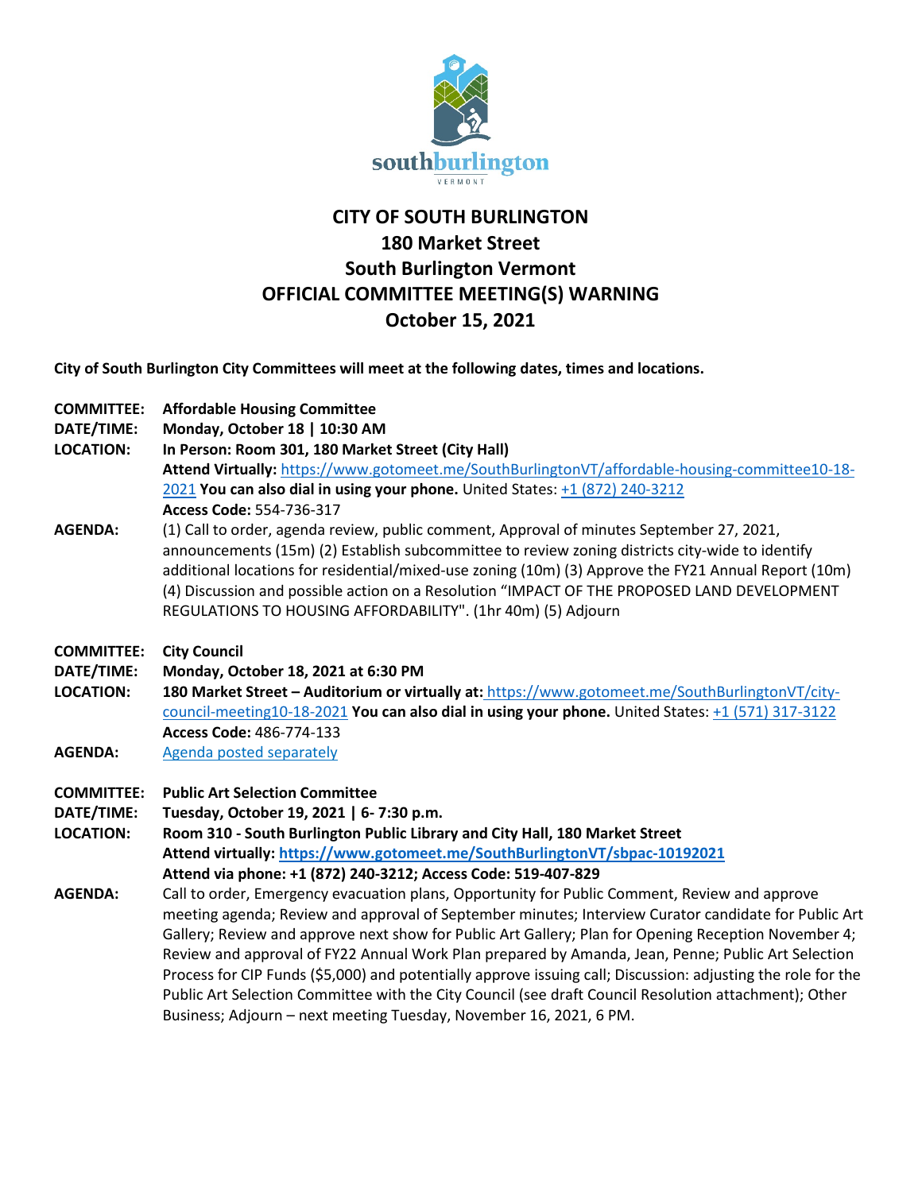# CITY OF SOUTH BURLINGTON
## 180 Market Street
## South Burlington Vermont
## OFFICIAL COMMITTEE MEETING(S) WARNING
## October 15, 2021

**City of South Burlington City Committees will meet at the following dates, times and locations.**

**COMMITTEE:** **Affordable Housing Committee**
**DATE/TIME:** **Monday, October 18 | 10:30 AM**
**LOCATION:** **In Person: Room 301, 180 Market Street (City Hall)**
**Attend Virtually:** https://www.gotomeet.me/SouthBurlingtonVT/affordable-housing-committee10-18-2021 **You can also dial in using your phone.** United States: +1 (872) 240-3212
**Access Code:** 554-736-317
**AGENDA:** (1) Call to order, agenda review, public comment, Approval of minutes September 27, 2021, announcements (15m) (2) Establish subcommittee to review zoning districts city-wide to identify additional locations for residential/mixed-use zoning (10m) (3) Approve the FY21 Annual Report (10m) (4) Discussion and possible action on a Resolution "IMPACT OF THE PROPOSED LAND DEVELOPMENT REGULATIONS TO HOUSING AFFORDABILITY". (1hr 40m) (5) Adjourn

**COMMITTEE:** **City Council**
**DATE/TIME:** **Monday, October 18, 2021 at 6:30 PM**
**LOCATION:** **180 Market Street – Auditorium or virtually at:** https://www.gotomeet.me/SouthBurlingtonVT/city-council-meeting10-18-2021 **You can also dial in using your phone.** United States: +1 (571) 317-3122
**Access Code:** 486-774-133
**AGENDA:** Agenda posted separately

**COMMITTEE:** **Public Art Selection Committee**
**DATE/TIME:** **Tuesday, October 19, 2021 | 6- 7:30 p.m.**
**LOCATION:** **Room 310 - South Burlington Public Library and City Hall, 180 Market Street**
**Attend virtually: https://www.gotomeet.me/SouthBurlingtonVT/sbpac-10192021**
**Attend via phone: +1 (872) 240-3212; Access Code: 519-407-829**
**AGENDA:** Call to order, Emergency evacuation plans, Opportunity for Public Comment, Review and approve meeting agenda; Review and approval of September minutes; Interview Curator candidate for Public Art Gallery; Review and approve next show for Public Art Gallery; Plan for Opening Reception November 4; Review and approval of FY22 Annual Work Plan prepared by Amanda, Jean, Penne; Public Art Selection Process for CIP Funds ($5,000) and potentially approve issuing call; Discussion: adjusting the role for the Public Art Selection Committee with the City Council (see draft Council Resolution attachment); Other Business; Adjourn – next meeting Tuesday, November 16, 2021, 6 PM.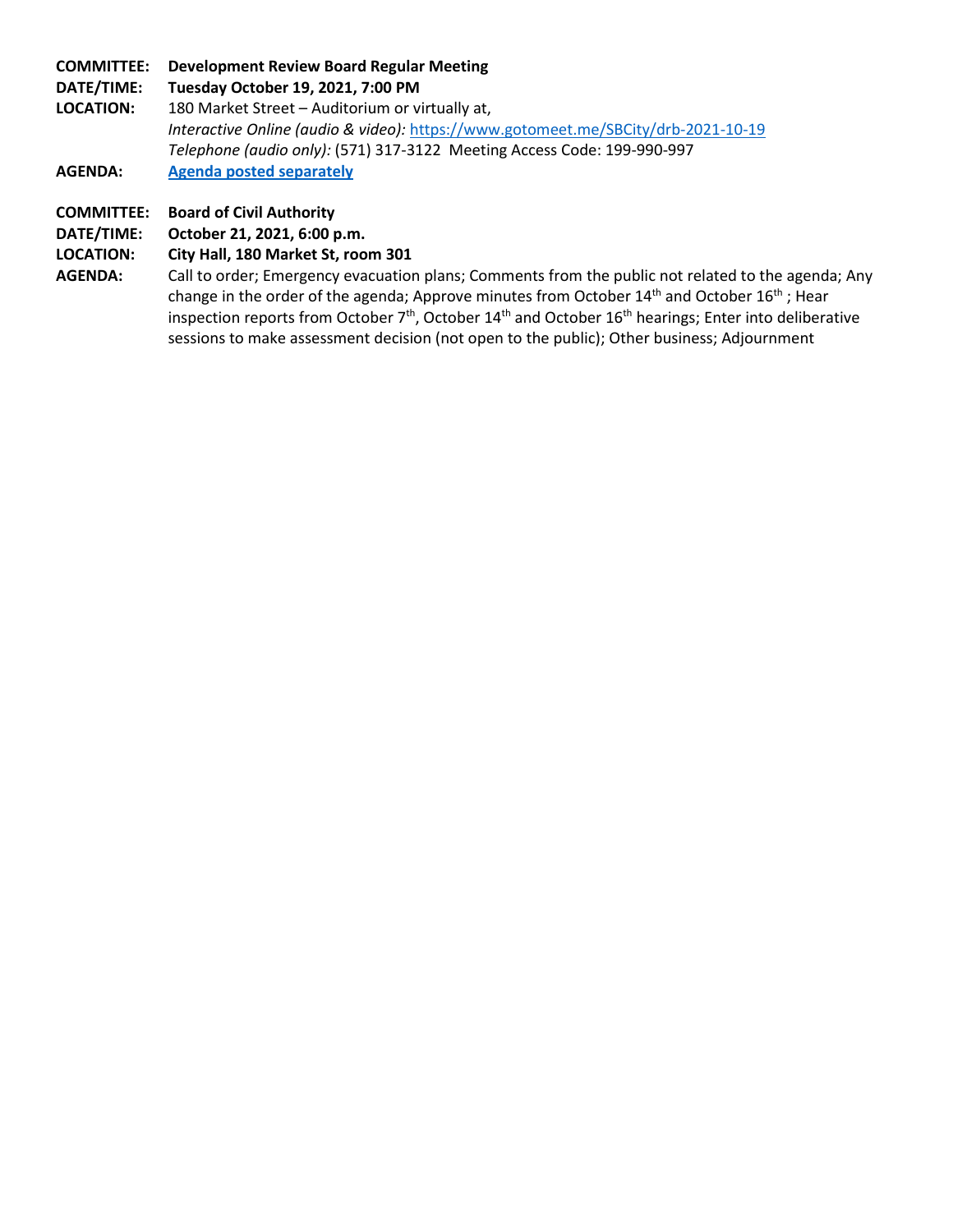**COMMITTEE:** **Development Review Board Regular Meeting**
**DATE/TIME:** **Tuesday October 19, 2021, 7:00 PM**
**LOCATION:** 180 Market Street – Auditorium or virtually at,
*Interactive Online (audio & video):* https://www.gotomeet.me/SBCity/drb-2021-10-19
*Telephone (audio only):* (571) 317-3122 Meeting Access Code: 199-990-997
**AGENDA:** **Agenda posted separately**

**COMMITTEE:** **Board of Civil Authority**
**DATE/TIME:** **October 21, 2021, 6:00 p.m.**
**LOCATION:** **City Hall, 180 Market St, room 301**
**AGENDA:** Call to order; Emergency evacuation plans; Comments from the public not related to the agenda; Any change in the order of the agenda; Approve minutes from October 14th and October 16th ; Hear inspection reports from October 7th, October 14th and October 16th hearings; Enter into deliberative sessions to make assessment decision (not open to the public); Other business; Adjournment